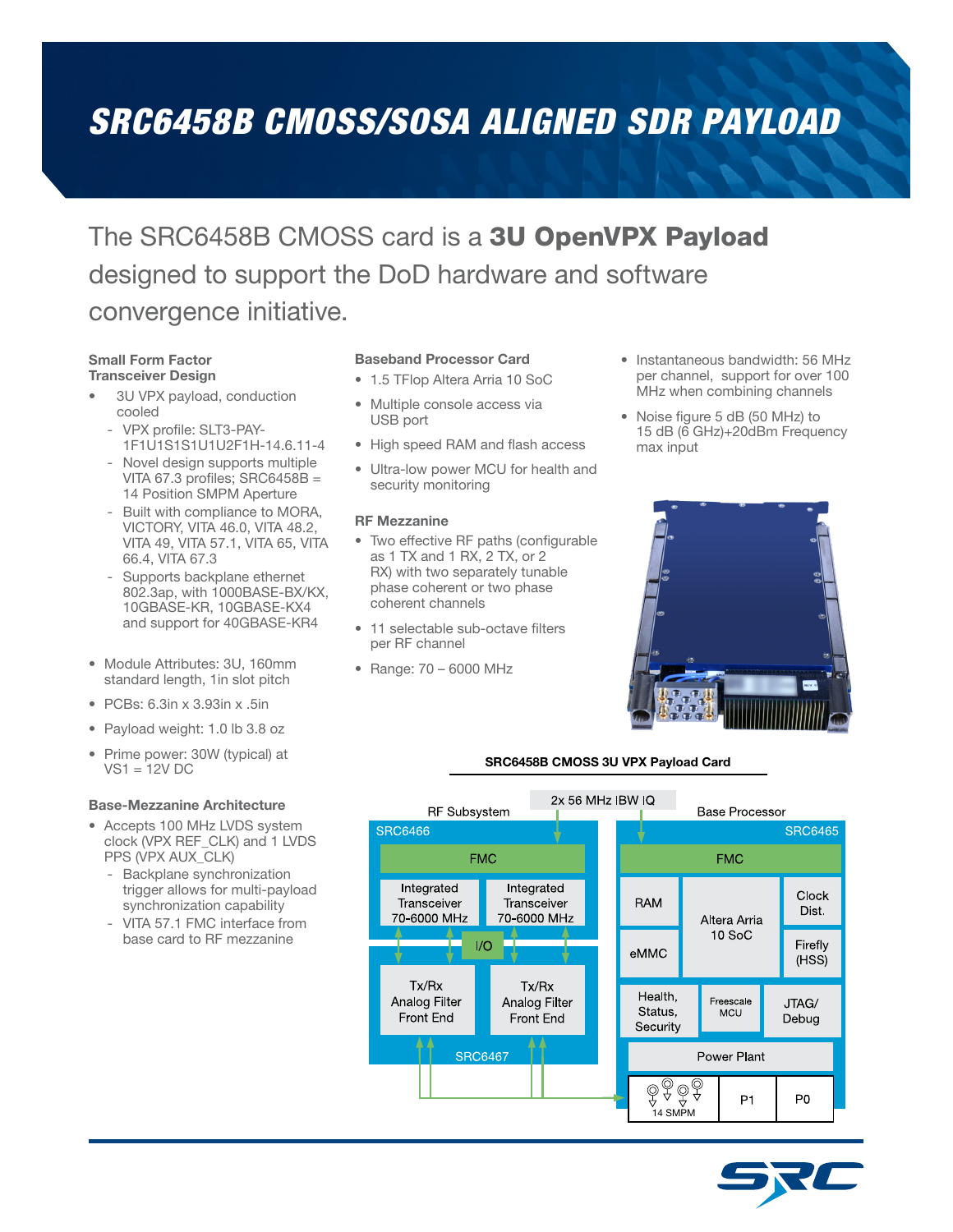# SRC6458B CMOSS/SOSA ALIGNED SDR PAYLOAD

The SRC6458B CMOSS card is a **3U OpenVPX Payload** designed to support the DoD hardware and software convergence initiative.

### Small Form Factor Transceiver Design

- 3U VPX payload, conduction cooled
  - VPX profile: SLT3-PAY-1F1U1S1S1U1U2F1H-14.6.11-4
  - Novel design supports multiple VITA 67.3 profiles; SRC6458B = 14 Position SMPM Aperture
  - Built with compliance to MORA, VICTORY, VITA 46.0, VITA 48.2, VITA 49, VITA 57.1, VITA 65, VITA 66.4, VITA 67.3
  - Supports backplane ethernet 802.3ap, with 1000BASE-BX/KX, 10GBASE-KR, 10GBASE-KX4 and support for 40GBASE-KR4
- Module Attributes: 3U, 160mm standard length, 1in slot pitch
- PCBs: 6.3in x 3.93in x .5in
- Payload weight: 1.0 lb 3.8 oz
- Prime power: 30W (typical) at VS1 = 12V DC

### Base-Mezzanine Architecture

- Accepts 100 MHz LVDS system clock (VPX REF_CLK) and 1 LVDS PPS (VPX AUX_CLK)
  - Backplane synchronization trigger allows for multi-payload synchronization capability
  - VITA 57.1 FMC interface from base card to RF mezzanine

### Baseband Processor Card

- 1.5 TFlop Altera Arria 10 SoC
- Multiple console access via USB port
- High speed RAM and flash access
- Ultra-low power MCU for health and security monitoring

### RF Mezzanine

- Two effective RF paths (configurable as 1 TX and 1 RX, 2 TX, or 2 RX) with two separately tunable phase coherent or two phase coherent channels
- 11 selectable sub-octave filters per RF channel
- Range: 70 – 6000 MHz
- Instantaneous bandwidth: 56 MHz per channel, support for over 100 MHz when combining channels
- Noise figure 5 dB (50 MHz) to 15 dB (6 GHz)+20dBm Frequency max input

SRC6458B CMOSS 3U VPX Payload Card

2x 56 MHz IBW IQ

RF Subsystem: SRC6466 — FMC; Integrated Transceiver 70-6000 MHz; Integrated Transceiver 70-6000 MHz; I/O; SRC6467 — Tx/Rx Analog Filter Front End; Tx/Rx Analog Filter Front End

Base Processor: SRC6465 — FMC; RAM; eMMC; Altera Arria 10 SoC; Clock Dist.; Firefly (HSS); Health, Status, Security; Freescale MCU; JTAG/ Debug; Power Plant; 14 SMPM; P1; P0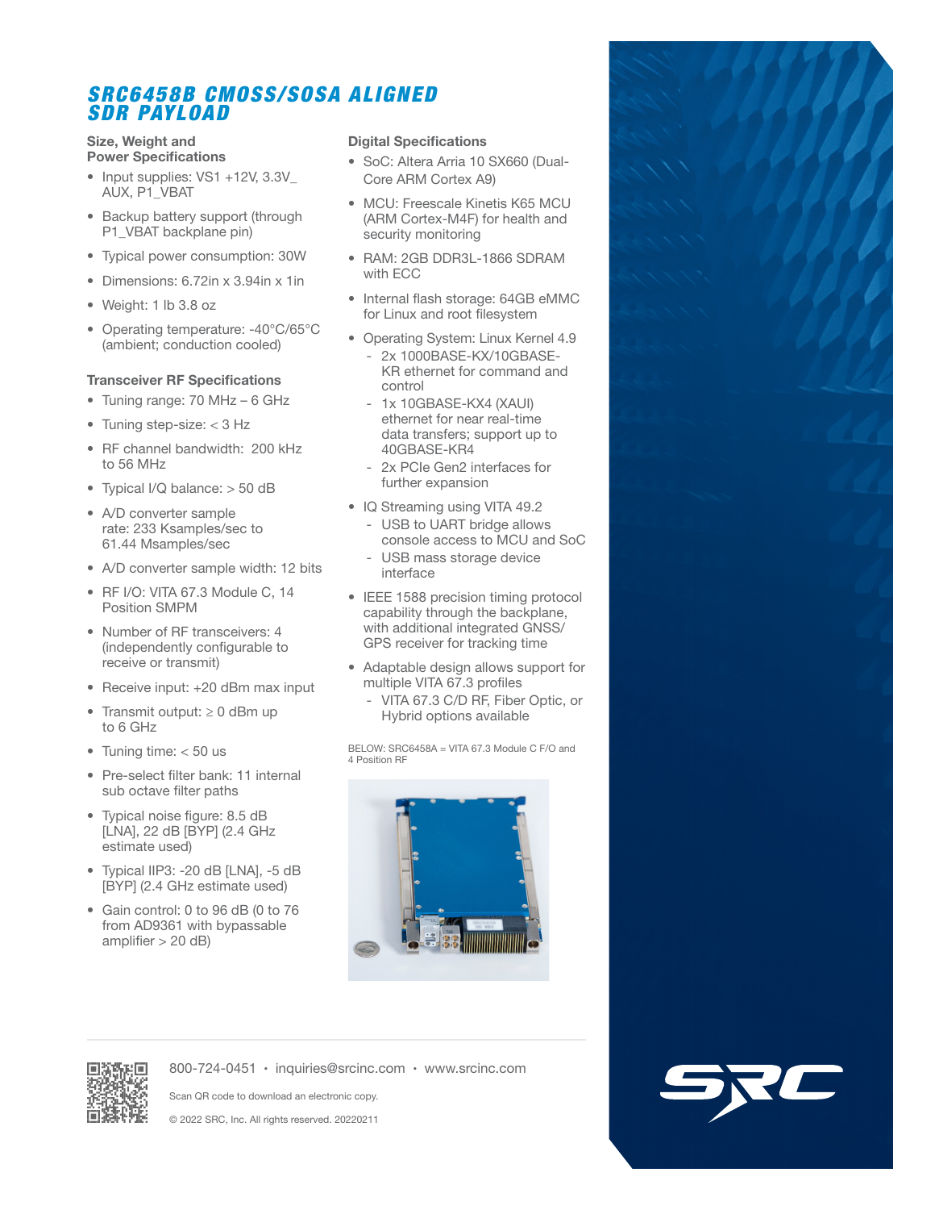# SRC6458B CMOSS/SOSA ALIGNED SDR PAYLOAD

### Size, Weight and Power Specifications

- Input supplies: VS1 +12V, 3.3V_AUX, P1_VBAT
- Backup battery support (through P1_VBAT backplane pin)
- Typical power consumption: 30W
- Dimensions: 6.72in x 3.94in x 1in
- Weight: 1 lb 3.8 oz
- Operating temperature: -40°C/65°C (ambient; conduction cooled)

### Transceiver RF Specifications

- Tuning range: 70 MHz – 6 GHz
- Tuning step-size: < 3 Hz
- RF channel bandwidth: 200 kHz to 56 MHz
- Typical I/Q balance: > 50 dB
- A/D converter sample rate: 233 Ksamples/sec to 61.44 Msamples/sec
- A/D converter sample width: 12 bits
- RF I/O: VITA 67.3 Module C, 14 Position SMPM
- Number of RF transceivers: 4 (independently configurable to receive or transmit)
- Receive input: +20 dBm max input
- Transmit output: ≥ 0 dBm up to 6 GHz
- Tuning time: < 50 us
- Pre-select filter bank: 11 internal sub octave filter paths
- Typical noise figure: 8.5 dB [LNA], 22 dB [BYP] (2.4 GHz estimate used)
- Typical IIP3: -20 dB [LNA], -5 dB [BYP] (2.4 GHz estimate used)
- Gain control: 0 to 96 dB (0 to 76 from AD9361 with bypassable amplifier > 20 dB)

### Digital Specifications

- SoC: Altera Arria 10 SX660 (Dual-Core ARM Cortex A9)
- MCU: Freescale Kinetis K65 MCU (ARM Cortex-M4F) for health and security monitoring
- RAM: 2GB DDR3L-1866 SDRAM with ECC
- Internal flash storage: 64GB eMMC for Linux and root filesystem
- Operating System: Linux Kernel 4.9
  - 2x 1000BASE-KX/10GBASE-KR ethernet for command and control
  - 1x 10GBASE-KX4 (XAUI) ethernet for near real-time data transfers; support up to 40GBASE-KR4
  - 2x PCIe Gen2 interfaces for further expansion
- IQ Streaming using VITA 49.2
  - USB to UART bridge allows console access to MCU and SoC
  - USB mass storage device interface
- IEEE 1588 precision timing protocol capability through the backplane, with additional integrated GNSS/GPS receiver for tracking time
- Adaptable design allows support for multiple VITA 67.3 profiles
  - VITA 67.3 C/D RF, Fiber Optic, or Hybrid options available

BELOW: SRC6458A = VITA 67.3 Module C F/O and 4 Position RF

800-724-0451 • inquiries@srcinc.com • www.srcinc.com

Scan QR code to download an electronic copy.

© 2022 SRC, Inc. All rights reserved. 20220211